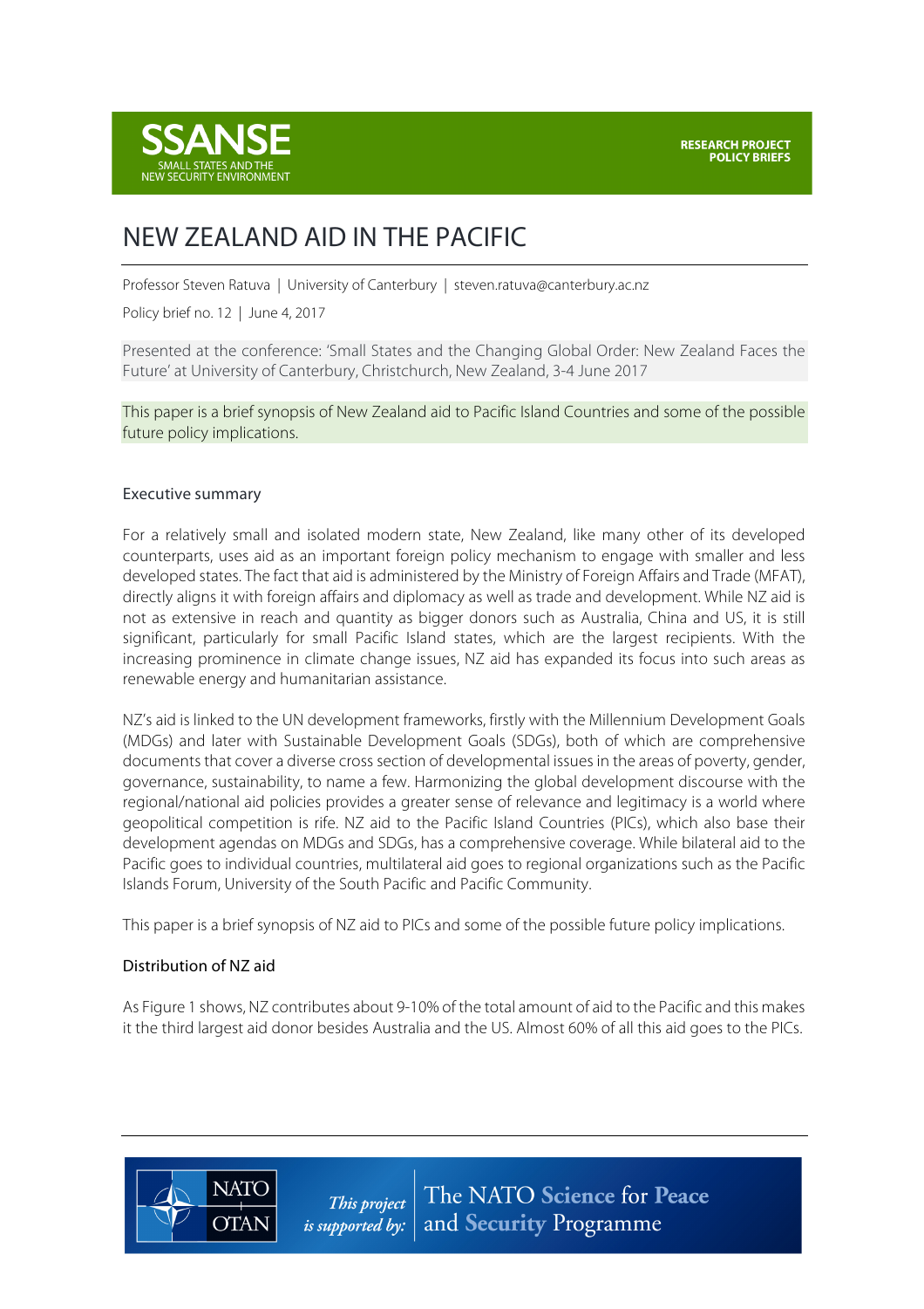SSANSE
SMALL STATES AND THE NEW SECURITY ENVIRONMENT

RESEARCH PROJECT POLICY BRIEFS

# NEW ZEALAND AID IN THE PACIFIC

Professor Steven Ratuva | University of Canterbury | steven.ratuva@canterbury.ac.nz

Policy brief no. 12 | June 4, 2017

Presented at the conference: 'Small States and the Changing Global Order: New Zealand Faces the Future' at University of Canterbury, Christchurch, New Zealand, 3-4 June 2017

This paper is a brief synopsis of New Zealand aid to Pacific Island Countries and some of the possible future policy implications.

## Executive summary

For a relatively small and isolated modern state, New Zealand, like many other of its developed counterparts, uses aid as an important foreign policy mechanism to engage with smaller and less developed states. The fact that aid is administered by the Ministry of Foreign Affairs and Trade (MFAT), directly aligns it with foreign affairs and diplomacy as well as trade and development. While NZ aid is not as extensive in reach and quantity as bigger donors such as Australia, China and US, it is still significant, particularly for small Pacific Island states, which are the largest recipients. With the increasing prominence in climate change issues, NZ aid has expanded its focus into such areas as renewable energy and humanitarian assistance.

NZ's aid is linked to the UN development frameworks, firstly with the Millennium Development Goals (MDGs) and later with Sustainable Development Goals (SDGs), both of which are comprehensive documents that cover a diverse cross section of developmental issues in the areas of poverty, gender, governance, sustainability, to name a few. Harmonizing the global development discourse with the regional/national aid policies provides a greater sense of relevance and legitimacy is a world where geopolitical competition is rife. NZ aid to the Pacific Island Countries (PICs), which also base their development agendas on MDGs and SDGs, has a comprehensive coverage. While bilateral aid to the Pacific goes to individual countries, multilateral aid goes to regional organizations such as the Pacific Islands Forum, University of the South Pacific and Pacific Community.

This paper is a brief synopsis of NZ aid to PICs and some of the possible future policy implications.

## Distribution of NZ aid

As Figure 1 shows, NZ contributes about 9-10% of the total amount of aid to the Pacific and this makes it the third largest aid donor besides Australia and the US. Almost 60% of all this aid goes to the PICs.

NATO OTAN *This project is supported by:* The NATO Science for Peace and Security Programme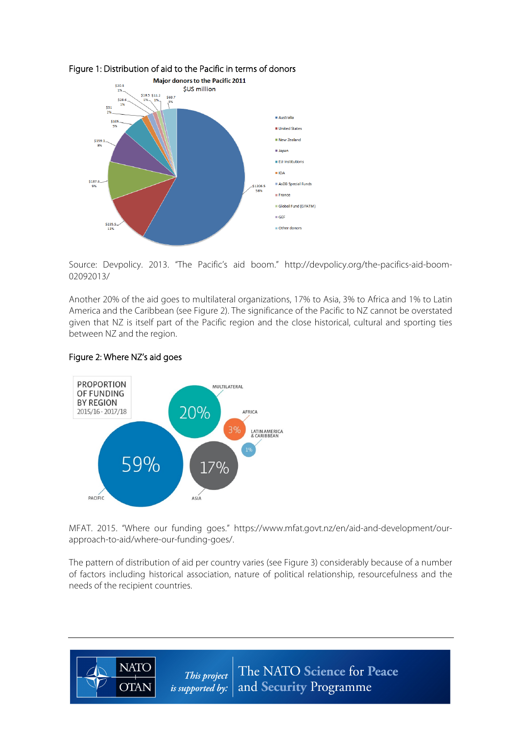Figure 1: Distribution of aid to the Pacific in terms of donors

Source: Devpolicy. 2013. "The Pacific's aid boom." http://devpolicy.org/the-pacifics-aid-boom-02092013/

Another 20% of the aid goes to multilateral organizations, 17% to Asia, 3% to Africa and 1% to Latin America and the Caribbean (see Figure 2). The significance of the Pacific to NZ cannot be overstated given that NZ is itself part of the Pacific region and the close historical, cultural and sporting ties between NZ and the region.

Figure 2: Where NZ's aid goes

MFAT. 2015. "Where our funding goes." https://www.mfat.govt.nz/en/aid-and-development/our-approach-to-aid/where-our-funding-goes/.

The pattern of distribution of aid per country varies (see Figure 3) considerably because of a number of factors including historical association, nature of political relationship, resourcefulness and the needs of the recipient countries.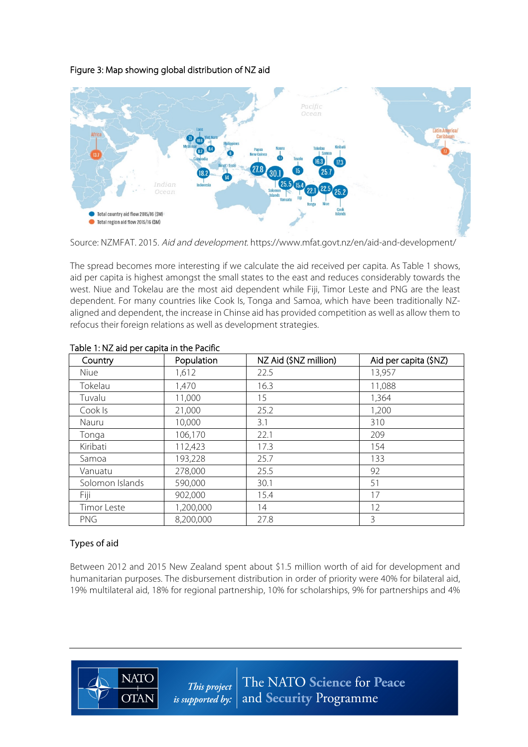Figure 3: Map showing global distribution of NZ aid

Source: NZMFAT. 2015. *Aid and development*. https://www.mfat.govt.nz/en/aid-and-development/

The spread becomes more interesting if we calculate the aid received per capita. As Table 1 shows, aid per capita is highest amongst the small states to the east and reduces considerably towards the west. Niue and Tokelau are the most aid dependent while Fiji, Timor Leste and PNG are the least dependent. For many countries like Cook Is, Tonga and Samoa, which have been traditionally NZ-aligned and dependent, the increase in Chinse aid has provided competition as well as allow them to refocus their foreign relations as well as development strategies.

Table 1: NZ aid per capita in the Pacific

| Country | Population | NZ Aid ($NZ million) | Aid per capita ($NZ) |
|---|---|---|---|
| Niue | 1,612 | 22.5 | 13,957 |
| Tokelau | 1,470 | 16.3 | 11,088 |
| Tuvalu | 11,000 | 15 | 1,364 |
| Cook Is | 21,000 | 25.2 | 1,200 |
| Nauru | 10,000 | 3.1 | 310 |
| Tonga | 106,170 | 22.1 | 209 |
| Kiribati | 112,423 | 17.3 | 154 |
| Samoa | 193,228 | 25.7 | 133 |
| Vanuatu | 278,000 | 25.5 | 92 |
| Solomon Islands | 590,000 | 30.1 | 51 |
| Fiji | 902,000 | 15.4 | 17 |
| Timor Leste | 1,200,000 | 14 | 12 |
| PNG | 8,200,000 | 27.8 | 3 |

## Types of aid

Between 2012 and 2015 New Zealand spent about $1.5 million worth of aid for development and humanitarian purposes. The disbursement distribution in order of priority were 40% for bilateral aid, 19% multilateral aid, 18% for regional partnership, 10% for scholarships, 9% for partnerships and 4%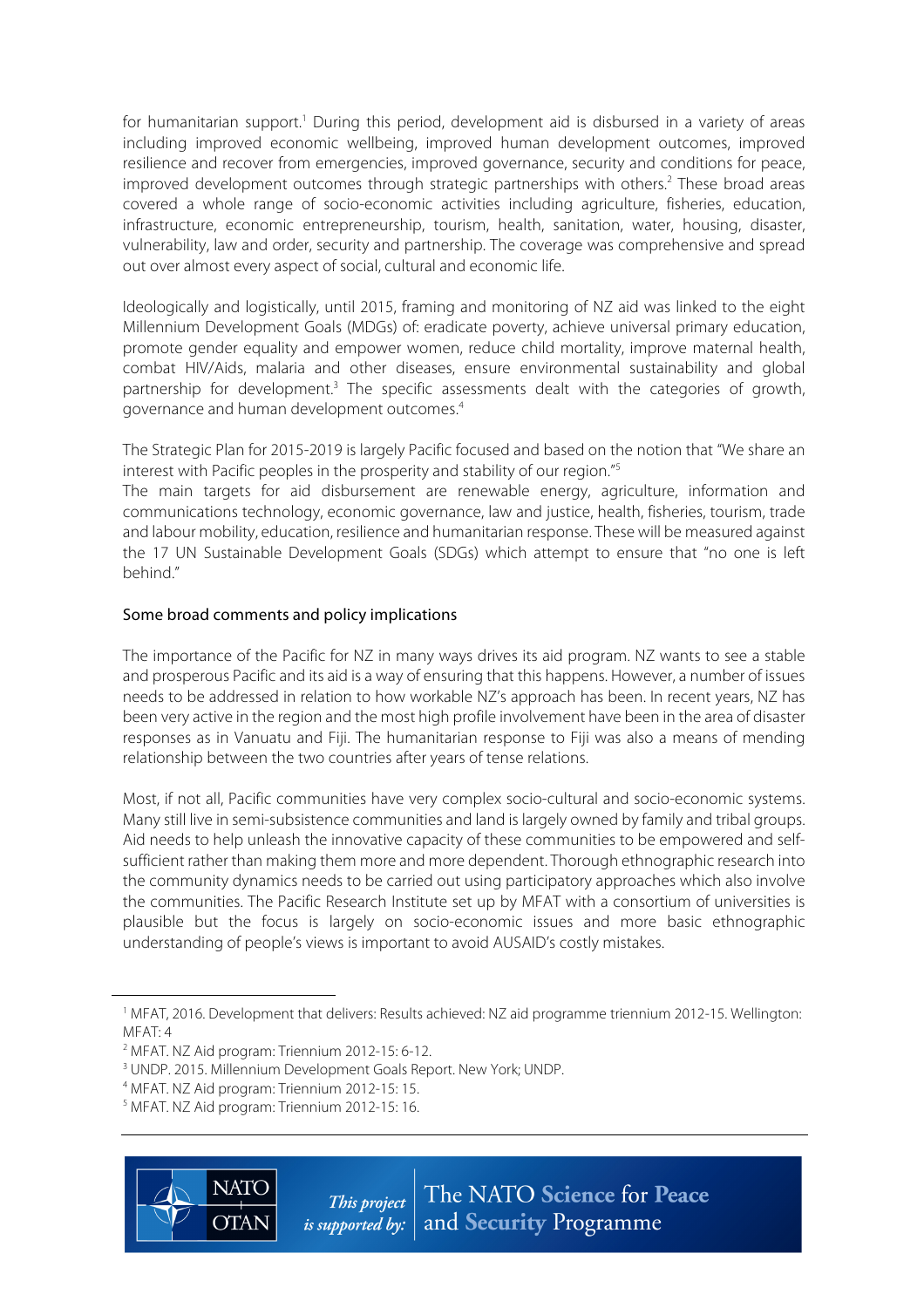for humanitarian support.[1] During this period, development aid is disbursed in a variety of areas including improved economic wellbeing, improved human development outcomes, improved resilience and recover from emergencies, improved governance, security and conditions for peace, improved development outcomes through strategic partnerships with others.[2] These broad areas covered a whole range of socio-economic activities including agriculture, fisheries, education, infrastructure, economic entrepreneurship, tourism, health, sanitation, water, housing, disaster, vulnerability, law and order, security and partnership. The coverage was comprehensive and spread out over almost every aspect of social, cultural and economic life.

Ideologically and logistically, until 2015, framing and monitoring of NZ aid was linked to the eight Millennium Development Goals (MDGs) of: eradicate poverty, achieve universal primary education, promote gender equality and empower women, reduce child mortality, improve maternal health, combat HIV/Aids, malaria and other diseases, ensure environmental sustainability and global partnership for development.[3] The specific assessments dealt with the categories of growth, governance and human development outcomes.[4]

The Strategic Plan for 2015-2019 is largely Pacific focused and based on the notion that "We share an interest with Pacific peoples in the prosperity and stability of our region."[5]
The main targets for aid disbursement are renewable energy, agriculture, information and communications technology, economic governance, law and justice, health, fisheries, tourism, trade and labour mobility, education, resilience and humanitarian response. These will be measured against the 17 UN Sustainable Development Goals (SDGs) which attempt to ensure that "no one is left behind."

## Some broad comments and policy implications

The importance of the Pacific for NZ in many ways drives its aid program. NZ wants to see a stable and prosperous Pacific and its aid is a way of ensuring that this happens. However, a number of issues needs to be addressed in relation to how workable NZ's approach has been. In recent years, NZ has been very active in the region and the most high profile involvement have been in the area of disaster responses as in Vanuatu and Fiji. The humanitarian response to Fiji was also a means of mending relationship between the two countries after years of tense relations.

Most, if not all, Pacific communities have very complex socio-cultural and socio-economic systems. Many still live in semi-subsistence communities and land is largely owned by family and tribal groups. Aid needs to help unleash the innovative capacity of these communities to be empowered and self-sufficient rather than making them more and more dependent. Thorough ethnographic research into the community dynamics needs to be carried out using participatory approaches which also involve the communities. The Pacific Research Institute set up by MFAT with a consortium of universities is plausible but the focus is largely on socio-economic issues and more basic ethnographic understanding of people's views is important to avoid AUSAID's costly mistakes.

---

[1] MFAT, 2016. Development that delivers: Results achieved: NZ aid programme triennium 2012-15. Wellington: MFAT: 4

[2] MFAT. NZ Aid program: Triennium 2012-15: 6-12.

[3] UNDP. 2015. Millennium Development Goals Report. New York; UNDP.

[4] MFAT. NZ Aid program: Triennium 2012-15: 15.

[5] MFAT. NZ Aid program: Triennium 2012-15: 16.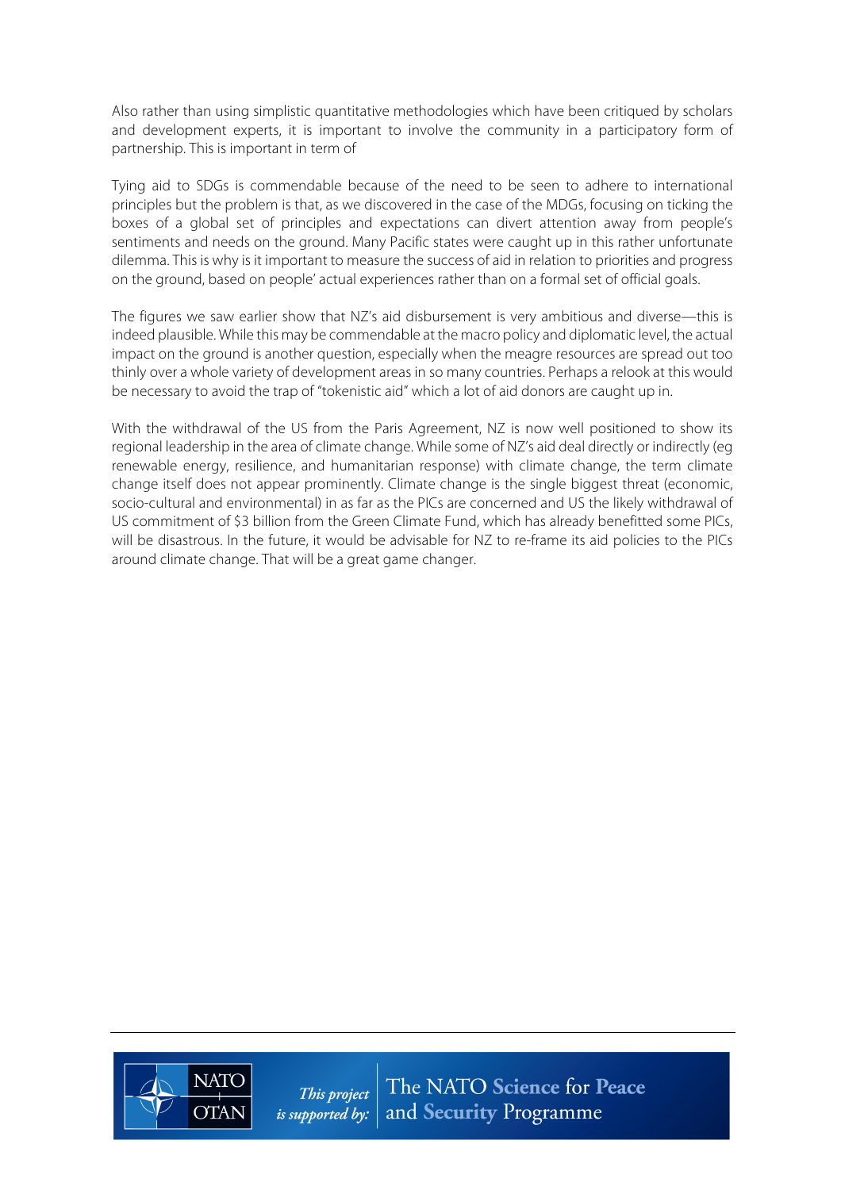Also rather than using simplistic quantitative methodologies which have been critiqued by scholars and development experts, it is important to involve the community in a participatory form of partnership. This is important in term of

Tying aid to SDGs is commendable because of the need to be seen to adhere to international principles but the problem is that, as we discovered in the case of the MDGs, focusing on ticking the boxes of a global set of principles and expectations can divert attention away from people's sentiments and needs on the ground. Many Pacific states were caught up in this rather unfortunate dilemma. This is why is it important to measure the success of aid in relation to priorities and progress on the ground, based on people' actual experiences rather than on a formal set of official goals.

The figures we saw earlier show that NZ's aid disbursement is very ambitious and diverse—this is indeed plausible. While this may be commendable at the macro policy and diplomatic level, the actual impact on the ground is another question, especially when the meagre resources are spread out too thinly over a whole variety of development areas in so many countries. Perhaps a relook at this would be necessary to avoid the trap of "tokenistic aid" which a lot of aid donors are caught up in.

With the withdrawal of the US from the Paris Agreement, NZ is now well positioned to show its regional leadership in the area of climate change. While some of NZ's aid deal directly or indirectly (eg renewable energy, resilience, and humanitarian response) with climate change, the term climate change itself does not appear prominently. Climate change is the single biggest threat (economic, socio-cultural and environmental) in as far as the PICs are concerned and US the likely withdrawal of US commitment of $3 billion from the Green Climate Fund, which has already benefitted some PICs, will be disastrous. In the future, it would be advisable for NZ to re-frame its aid policies to the PICs around climate change. That will be a great game changer.